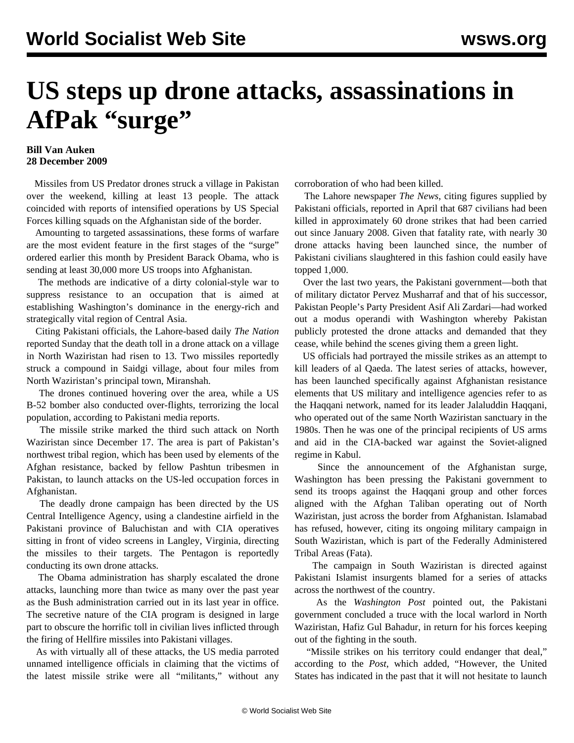# US steps up drone attacks, assassinations in AfPak "surge"

**Bill Van Auken**
**28 December 2009**

Missiles from US Predator drones struck a village in Pakistan over the weekend, killing at least 13 people. The attack coincided with reports of intensified operations by US Special Forces killing squads on the Afghanistan side of the border.

Amounting to targeted assassinations, these forms of warfare are the most evident feature in the first stages of the "surge" ordered earlier this month by President Barack Obama, who is sending at least 30,000 more US troops into Afghanistan.

The methods are indicative of a dirty colonial-style war to suppress resistance to an occupation that is aimed at establishing Washington's dominance in the energy-rich and strategically vital region of Central Asia.

Citing Pakistani officials, the Lahore-based daily *The Nation* reported Sunday that the death toll in a drone attack on a village in North Waziristan had risen to 13. Two missiles reportedly struck a compound in Saidgi village, about four miles from North Waziristan's principal town, Miranshah.

The drones continued hovering over the area, while a US B-52 bomber also conducted over-flights, terrorizing the local population, according to Pakistani media reports.

The missile strike marked the third such attack on North Waziristan since December 17. The area is part of Pakistan's northwest tribal region, which has been used by elements of the Afghan resistance, backed by fellow Pashtun tribesmen in Pakistan, to launch attacks on the US-led occupation forces in Afghanistan.

The deadly drone campaign has been directed by the US Central Intelligence Agency, using a clandestine airfield in the Pakistani province of Baluchistan and with CIA operatives sitting in front of video screens in Langley, Virginia, directing the missiles to their targets. The Pentagon is reportedly conducting its own drone attacks.

The Obama administration has sharply escalated the drone attacks, launching more than twice as many over the past year as the Bush administration carried out in its last year in office. The secretive nature of the CIA program is designed in large part to obscure the horrific toll in civilian lives inflicted through the firing of Hellfire missiles into Pakistani villages.

As with virtually all of these attacks, the US media parroted unnamed intelligence officials in claiming that the victims of the latest missile strike were all "militants," without any corroboration of who had been killed.

The Lahore newspaper *The News*, citing figures supplied by Pakistani officials, reported in April that 687 civilians had been killed in approximately 60 drone strikes that had been carried out since January 2008. Given that fatality rate, with nearly 30 drone attacks having been launched since, the number of Pakistani civilians slaughtered in this fashion could easily have topped 1,000.

Over the last two years, the Pakistani government—both that of military dictator Pervez Musharraf and that of his successor, Pakistan People's Party President Asif Ali Zardari—had worked out a modus operandi with Washington whereby Pakistan publicly protested the drone attacks and demanded that they cease, while behind the scenes giving them a green light.

US officials had portrayed the missile strikes as an attempt to kill leaders of al Qaeda. The latest series of attacks, however, has been launched specifically against Afghanistan resistance elements that US military and intelligence agencies refer to as the Haqqani network, named for its leader Jalaluddin Haqqani, who operated out of the same North Waziristan sanctuary in the 1980s. Then he was one of the principal recipients of US arms and aid in the CIA-backed war against the Soviet-aligned regime in Kabul.

Since the announcement of the Afghanistan surge, Washington has been pressing the Pakistani government to send its troops against the Haqqani group and other forces aligned with the Afghan Taliban operating out of North Waziristan, just across the border from Afghanistan. Islamabad has refused, however, citing its ongoing military campaign in South Waziristan, which is part of the Federally Administered Tribal Areas (Fata).

The campaign in South Waziristan is directed against Pakistani Islamist insurgents blamed for a series of attacks across the northwest of the country.

As the *Washington Post* pointed out, the Pakistani government concluded a truce with the local warlord in North Waziristan, Hafiz Gul Bahadur, in return for his forces keeping out of the fighting in the south.

"Missile strikes on his territory could endanger that deal," according to the *Post*, which added, "However, the United States has indicated in the past that it will not hesitate to launch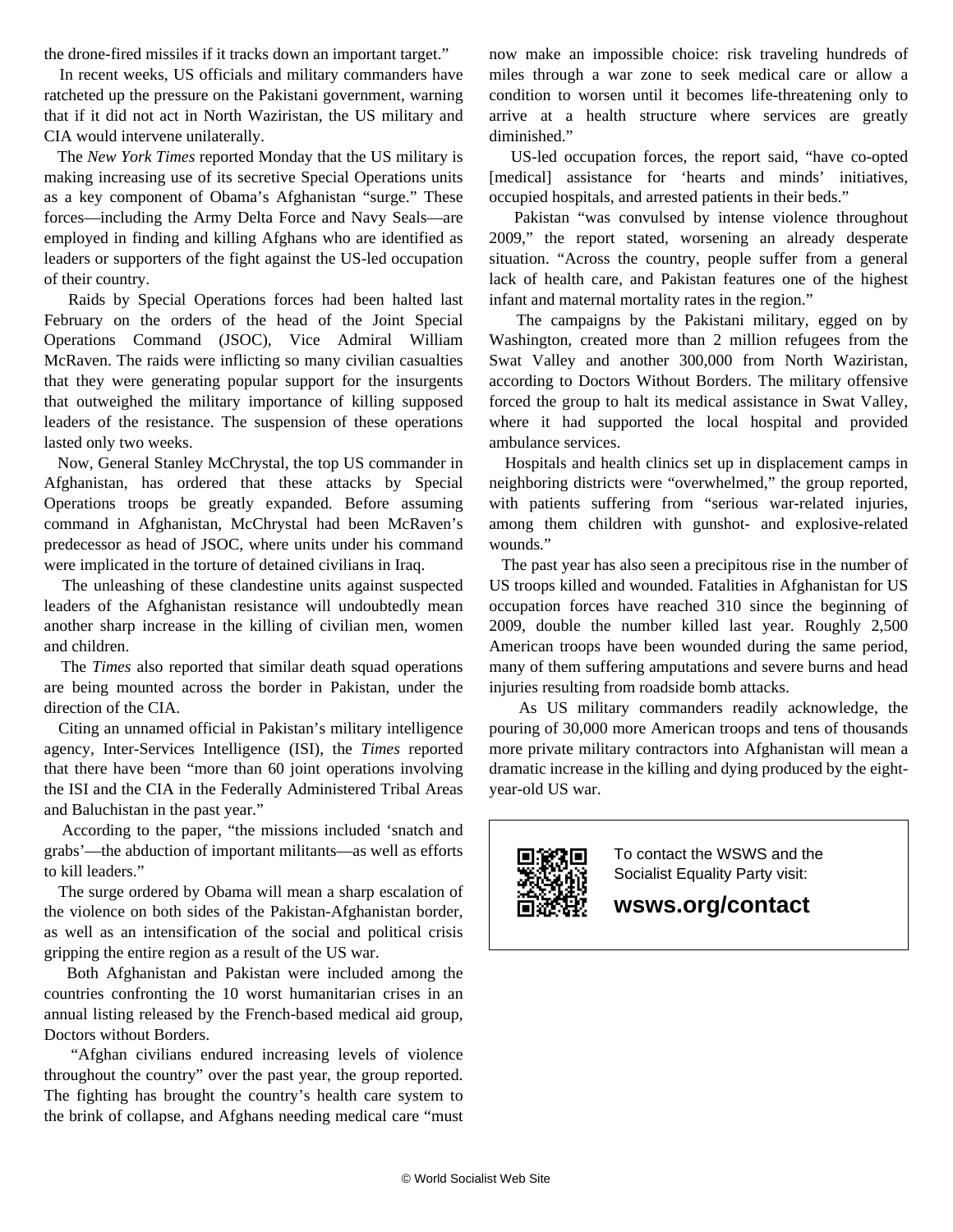the drone-fired missiles if it tracks down an important target."

In recent weeks, US officials and military commanders have ratcheted up the pressure on the Pakistani government, warning that if it did not act in North Waziristan, the US military and CIA would intervene unilaterally.

The *New York Times* reported Monday that the US military is making increasing use of its secretive Special Operations units as a key component of Obama's Afghanistan "surge." These forces—including the Army Delta Force and Navy Seals—are employed in finding and killing Afghans who are identified as leaders or supporters of the fight against the US-led occupation of their country.

Raids by Special Operations forces had been halted last February on the orders of the head of the Joint Special Operations Command (JSOC), Vice Admiral William McRaven. The raids were inflicting so many civilian casualties that they were generating popular support for the insurgents that outweighed the military importance of killing supposed leaders of the resistance. The suspension of these operations lasted only two weeks.

Now, General Stanley McChrystal, the top US commander in Afghanistan, has ordered that these attacks by Special Operations troops be greatly expanded. Before assuming command in Afghanistan, McChrystal had been McRaven's predecessor as head of JSOC, where units under his command were implicated in the torture of detained civilians in Iraq.

The unleashing of these clandestine units against suspected leaders of the Afghanistan resistance will undoubtedly mean another sharp increase in the killing of civilian men, women and children.

The *Times* also reported that similar death squad operations are being mounted across the border in Pakistan, under the direction of the CIA.

Citing an unnamed official in Pakistan's military intelligence agency, Inter-Services Intelligence (ISI), the *Times* reported that there have been "more than 60 joint operations involving the ISI and the CIA in the Federally Administered Tribal Areas and Baluchistan in the past year."

According to the paper, "the missions included 'snatch and grabs'—the abduction of important militants—as well as efforts to kill leaders."

The surge ordered by Obama will mean a sharp escalation of the violence on both sides of the Pakistan-Afghanistan border, as well as an intensification of the social and political crisis gripping the entire region as a result of the US war.

Both Afghanistan and Pakistan were included among the countries confronting the 10 worst humanitarian crises in an annual listing released by the French-based medical aid group, Doctors without Borders.

"Afghan civilians endured increasing levels of violence throughout the country" over the past year, the group reported. The fighting has brought the country's health care system to the brink of collapse, and Afghans needing medical care "must now make an impossible choice: risk traveling hundreds of miles through a war zone to seek medical care or allow a condition to worsen until it becomes life-threatening only to arrive at a health structure where services are greatly diminished."

US-led occupation forces, the report said, "have co-opted [medical] assistance for 'hearts and minds' initiatives, occupied hospitals, and arrested patients in their beds."

Pakistan "was convulsed by intense violence throughout 2009," the report stated, worsening an already desperate situation. "Across the country, people suffer from a general lack of health care, and Pakistan features one of the highest infant and maternal mortality rates in the region."

The campaigns by the Pakistani military, egged on by Washington, created more than 2 million refugees from the Swat Valley and another 300,000 from North Waziristan, according to Doctors Without Borders. The military offensive forced the group to halt its medical assistance in Swat Valley, where it had supported the local hospital and provided ambulance services.

Hospitals and health clinics set up in displacement camps in neighboring districts were "overwhelmed," the group reported, with patients suffering from "serious war-related injuries, among them children with gunshot- and explosive-related wounds."

The past year has also seen a precipitous rise in the number of US troops killed and wounded. Fatalities in Afghanistan for US occupation forces have reached 310 since the beginning of 2009, double the number killed last year. Roughly 2,500 American troops have been wounded during the same period, many of them suffering amputations and severe burns and head injuries resulting from roadside bomb attacks.

As US military commanders readily acknowledge, the pouring of 30,000 more American troops and tens of thousands more private military contractors into Afghanistan will mean a dramatic increase in the killing and dying produced by the eight-year-old US war.

To contact the WSWS and the Socialist Equality Party visit:

**wsws.org/contact**